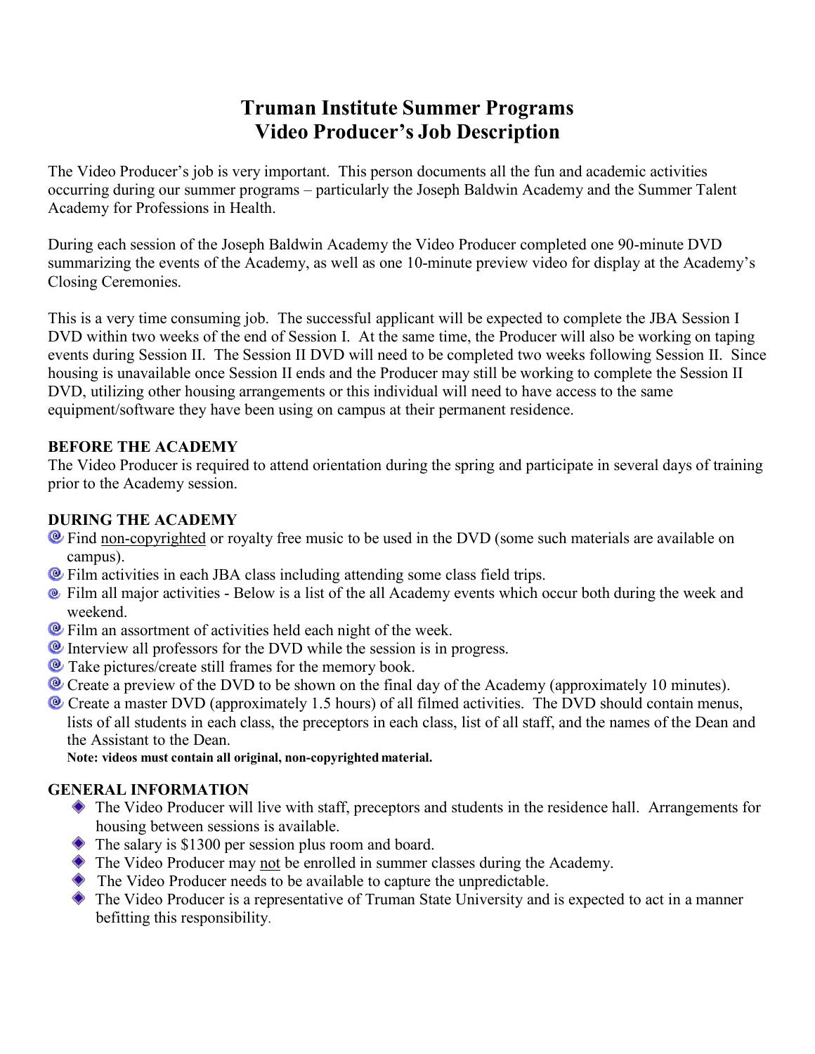# Truman Institute Summer Programs
# Video Producer's Job Description

The Video Producer's job is very important. This person documents all the fun and academic activities occurring during our summer programs – particularly the Joseph Baldwin Academy and the Summer Talent Academy for Professions in Health.

During each session of the Joseph Baldwin Academy the Video Producer completed one 90-minute DVD summarizing the events of the Academy, as well as one 10-minute preview video for display at the Academy's Closing Ceremonies.

This is a very time consuming job. The successful applicant will be expected to complete the JBA Session I DVD within two weeks of the end of Session I. At the same time, the Producer will also be working on taping events during Session II. The Session II DVD will need to be completed two weeks following Session II. Since housing is unavailable once Session II ends and the Producer may still be working to complete the Session II DVD, utilizing other housing arrangements or this individual will need to have access to the same equipment/software they have been using on campus at their permanent residence.

### BEFORE THE ACADEMY

The Video Producer is required to attend orientation during the spring and participate in several days of training prior to the Academy session.

### DURING THE ACADEMY

- Find non-copyrighted or royalty free music to be used in the DVD (some such materials are available on campus).
- Film activities in each JBA class including attending some class field trips.
- Film all major activities - Below is a list of the all Academy events which occur both during the week and weekend.
- Film an assortment of activities held each night of the week.
- Interview all professors for the DVD while the session is in progress.
- Take pictures/create still frames for the memory book.
- Create a preview of the DVD to be shown on the final day of the Academy (approximately 10 minutes).
- Create a master DVD (approximately 1.5 hours) of all filmed activities. The DVD should contain menus, lists of all students in each class, the preceptors in each class, list of all staff, and the names of the Dean and the Assistant to the Dean.

  **Note: videos must contain all original, non-copyrighted material.**

### GENERAL INFORMATION

- The Video Producer will live with staff, preceptors and students in the residence hall. Arrangements for housing between sessions is available.
- The salary is $1300 per session plus room and board.
- The Video Producer may not be enrolled in summer classes during the Academy.
- The Video Producer needs to be available to capture the unpredictable.
- The Video Producer is a representative of Truman State University and is expected to act in a manner befitting this responsibility.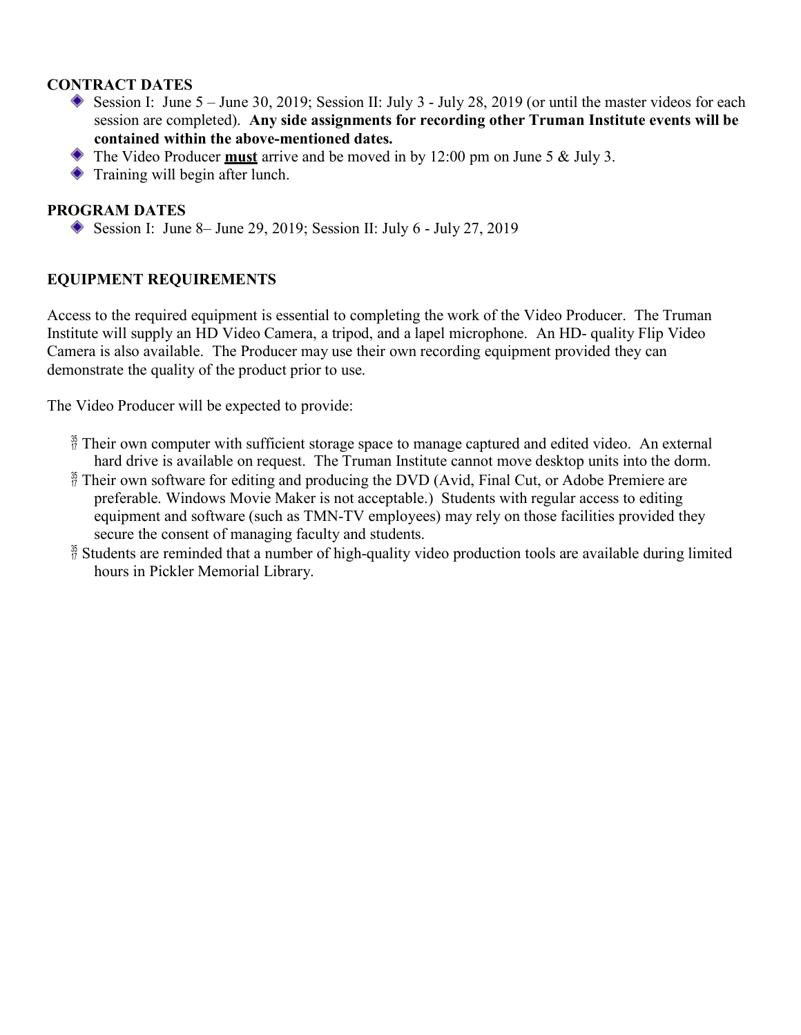## CONTRACT DATES

- Session I: June 5 – June 30, 2019; Session II: July 3 - July 28, 2019 (or until the master videos for each session are completed). **Any side assignments for recording other Truman Institute events will be contained within the above-mentioned dates.**
- The Video Producer **must** arrive and be moved in by 12:00 pm on June 5 & July 3.
- Training will begin after lunch.

## PROGRAM DATES

- Session I: June 8– June 29, 2019; Session II: July 6 - July 27, 2019

## EQUIPMENT REQUIREMENTS

Access to the required equipment is essential to completing the work of the Video Producer. The Truman Institute will supply an HD Video Camera, a tripod, and a lapel microphone. An HD- quality Flip Video Camera is also available. The Producer may use their own recording equipment provided they can demonstrate the quality of the product prior to use.

The Video Producer will be expected to provide:

- Their own computer with sufficient storage space to manage captured and edited video. An external hard drive is available on request. The Truman Institute cannot move desktop units into the dorm.
- Their own software for editing and producing the DVD (Avid, Final Cut, or Adobe Premiere are preferable. Windows Movie Maker is not acceptable.) Students with regular access to editing equipment and software (such as TMN-TV employees) may rely on those facilities provided they secure the consent of managing faculty and students.
- Students are reminded that a number of high-quality video production tools are available during limited hours in Pickler Memorial Library.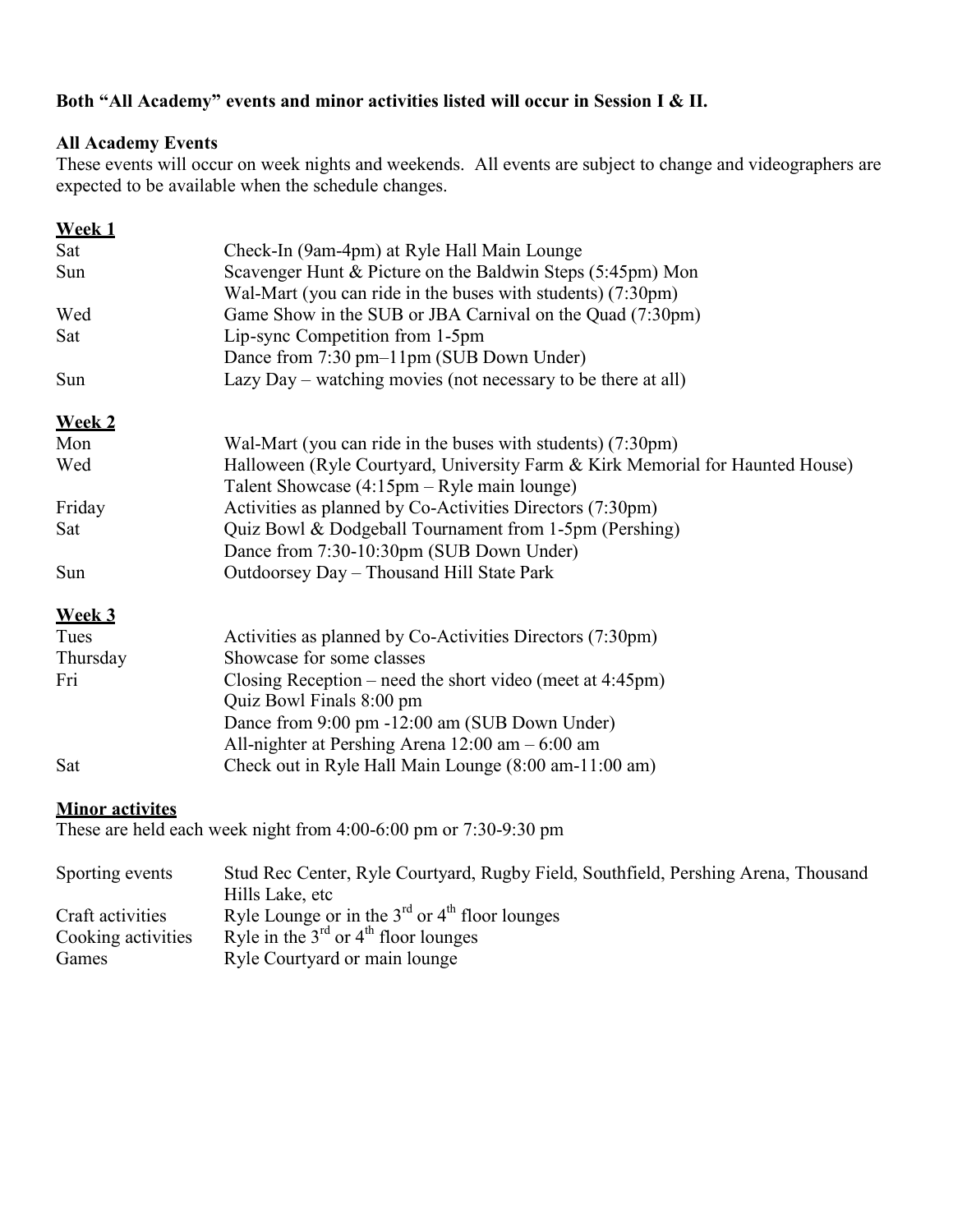**Both "All Academy" events and minor activities listed will occur in Session I & II.**

**All Academy Events**

These events will occur on week nights and weekends. All events are subject to change and videographers are expected to be available when the schedule changes.

**<u>Week 1</u>**

| | |
|---|---|
| Sat | Check-In (9am-4pm) at Ryle Hall Main Lounge |
| Sun | Scavenger Hunt & Picture on the Baldwin Steps (5:45pm) Mon |
| | Wal-Mart (you can ride in the buses with students) (7:30pm) |
| Wed | Game Show in the SUB or JBA Carnival on the Quad (7:30pm) |
| Sat | Lip-sync Competition from 1-5pm |
| | Dance from 7:30 pm–11pm (SUB Down Under) |
| Sun | Lazy Day – watching movies (not necessary to be there at all) |

**<u>Week 2</u>**

| | |
|---|---|
| Mon | Wal-Mart (you can ride in the buses with students) (7:30pm) |
| Wed | Halloween (Ryle Courtyard, University Farm & Kirk Memorial for Haunted House) |
| | Talent Showcase (4:15pm – Ryle main lounge) |
| Friday | Activities as planned by Co-Activities Directors (7:30pm) |
| Sat | Quiz Bowl & Dodgeball Tournament from 1-5pm (Pershing) |
| | Dance from 7:30-10:30pm (SUB Down Under) |
| Sun | Outdoorsey Day – Thousand Hill State Park |

**<u>Week 3</u>**

| | |
|---|---|
| Tues | Activities as planned by Co-Activities Directors (7:30pm) |
| Thursday | Showcase for some classes |
| Fri | Closing Reception – need the short video (meet at 4:45pm) |
| | Quiz Bowl Finals 8:00 pm |
| | Dance from 9:00 pm -12:00 am (SUB Down Under) |
| | All-nighter at Pershing Arena 12:00 am – 6:00 am |
| Sat | Check out in Ryle Hall Main Lounge (8:00 am-11:00 am) |

**<u>Minor activites</u>**

These are held each week night from 4:00-6:00 pm or 7:30-9:30 pm

| | |
|---|---|
| Sporting events | Stud Rec Center, Ryle Courtyard, Rugby Field, Southfield, Pershing Arena, Thousand Hills Lake, etc |
| Craft activities | Ryle Lounge or in the 3rd or 4th floor lounges |
| Cooking activities | Ryle in the 3rd or 4th floor lounges |
| Games | Ryle Courtyard or main lounge |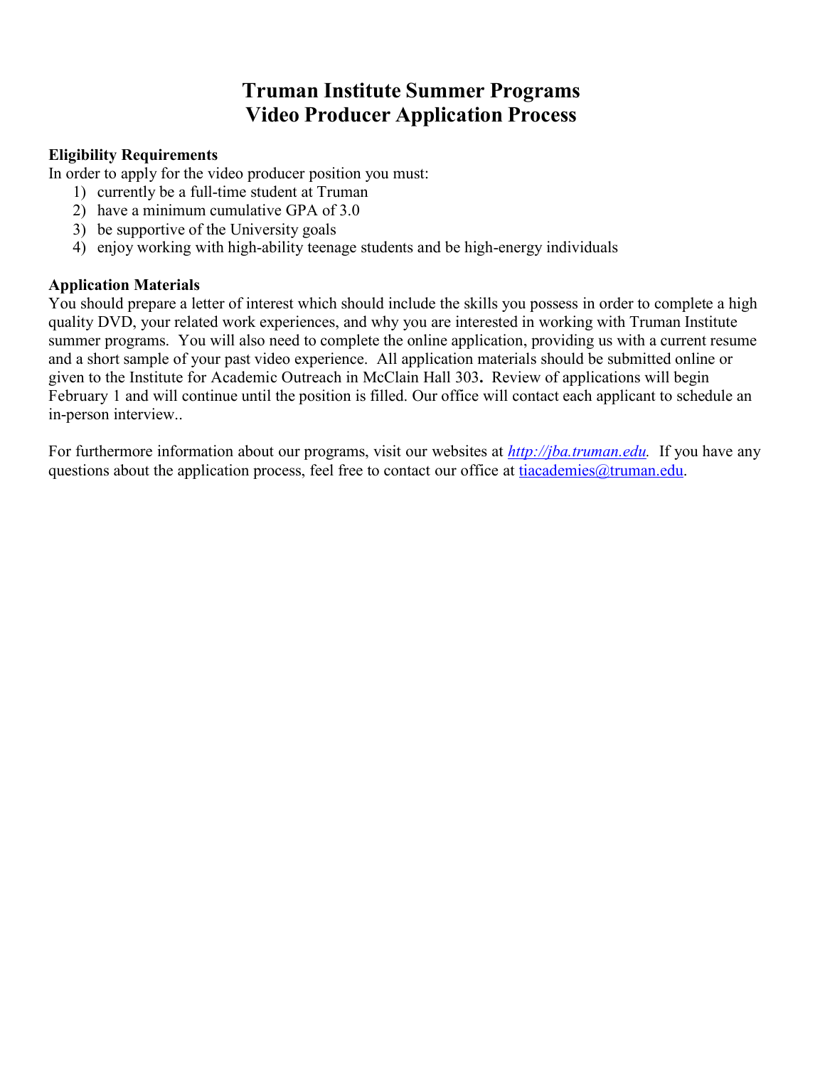# Truman Institute Summer Programs
# Video Producer Application Process

**Eligibility Requirements**

In order to apply for the video producer position you must:

1) currently be a full-time student at Truman
2) have a minimum cumulative GPA of 3.0
3) be supportive of the University goals
4) enjoy working with high-ability teenage students and be high-energy individuals

**Application Materials**

You should prepare a letter of interest which should include the skills you possess in order to complete a high quality DVD, your related work experiences, and why you are interested in working with Truman Institute summer programs. You will also need to complete the online application, providing us with a current resume and a short sample of your past video experience. All application materials should be submitted online or given to the Institute for Academic Outreach in McClain Hall 303**.** Review of applications will begin February 1 and will continue until the position is filled. Our office will contact each applicant to schedule an in-person interview..

For furthermore information about our programs, visit our websites at *http://jba.truman.edu*. If you have any questions about the application process, feel free to contact our office at tiacademies@truman.edu.